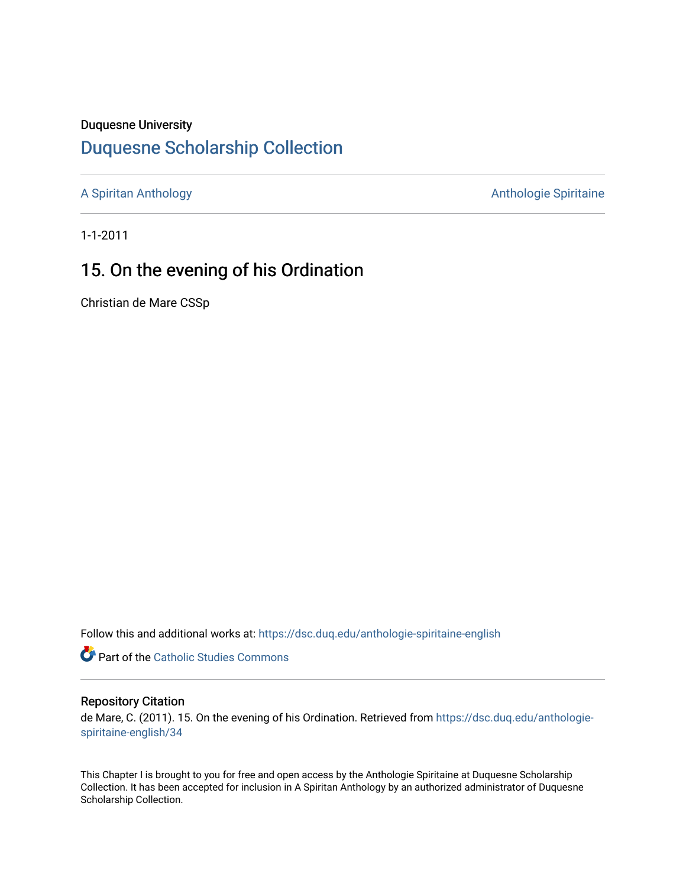Duquesne University

# Duquesne Scholarship Collection

A Spiritan Anthology

Anthologie Spiritaine

1-1-2011

## 15. On the evening of his Ordination

Christian de Mare CSSp

Follow this and additional works at: https://dsc.duq.edu/anthologie-spiritaine-english

Part of the Catholic Studies Commons

### Repository Citation

de Mare, C. (2011). 15. On the evening of his Ordination. Retrieved from https://dsc.duq.edu/anthologie-spiritaine-english/34

This Chapter I is brought to you for free and open access by the Anthologie Spiritaine at Duquesne Scholarship Collection. It has been accepted for inclusion in A Spiritan Anthology by an authorized administrator of Duquesne Scholarship Collection.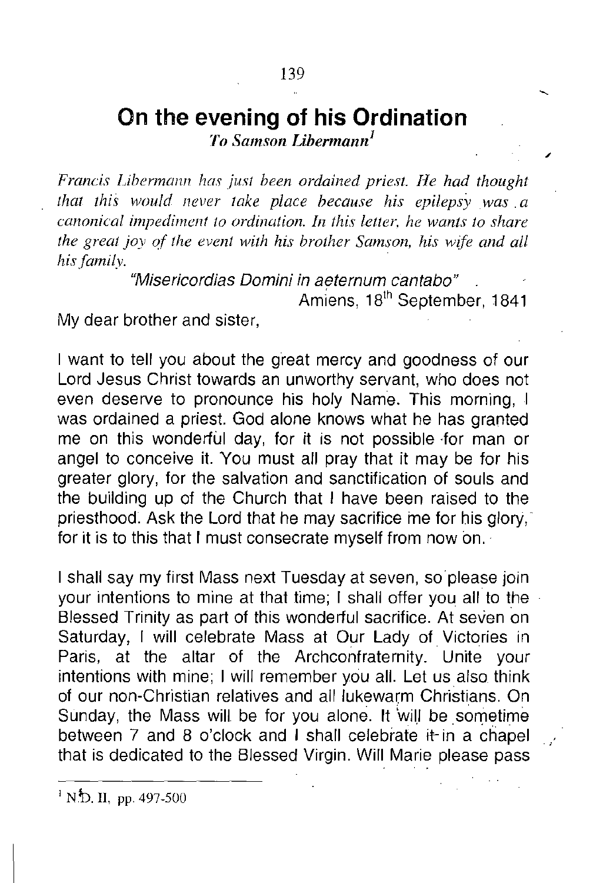# On the evening of his Ordination

*To Samson Libermann*[1]

*Francis Libermann has just been ordained priest. He had thought that this would never take place because his epilepsy was a canonical impediment to ordination. In this letter, he wants to share the great joy of the event with his brother Samson, his wife and all his family.*

"Misericordias Domini in aeternum cantabo"

Amiens, 18th September, 1841

My dear brother and sister,

I want to tell you about the great mercy and goodness of our Lord Jesus Christ towards an unworthy servant, who does not even deserve to pronounce his holy Name. This morning, I was ordained a priest. God alone knows what he has granted me on this wonderful day, for it is not possible for man or angel to conceive it. You must all pray that it may be for his greater glory, for the salvation and sanctification of souls and the building up of the Church that I have been raised to the priesthood. Ask the Lord that he may sacrifice me for his glory, for it is to this that I must consecrate myself from now on.

I shall say my first Mass next Tuesday at seven, so please join your intentions to mine at that time; I shall offer you all to the Blessed Trinity as part of this wonderful sacrifice. At seven on Saturday, I will celebrate Mass at Our Lady of Victories in Paris, at the altar of the Archconfraternity. Unite your intentions with mine; I will remember you all. Let us also think of our non-Christian relatives and all lukewarm Christians. On Sunday, the Mass will be for you alone. It will be sometime between 7 and 8 o'clock and I shall celebrate it in a chapel that is dedicated to the Blessed Virgin. Will Marie please pass

---

[1] N.D. II, pp. 497-500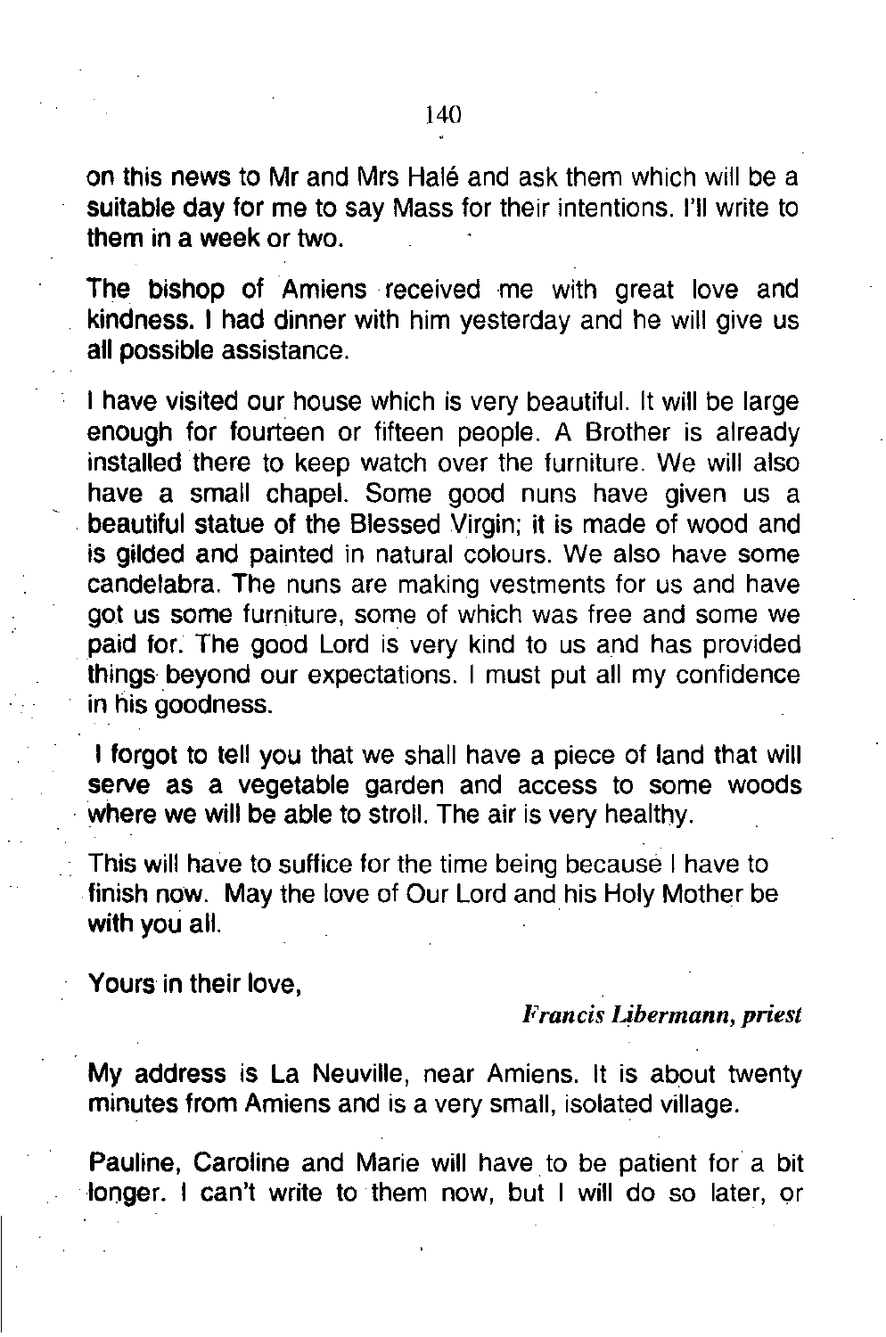on this news to Mr and Mrs Halé and ask them which will be a suitable day for me to say Mass for their intentions. I'll write to them in a week or two.

The bishop of Amiens received me with great love and kindness. I had dinner with him yesterday and he will give us all possible assistance.

I have visited our house which is very beautiful. It will be large enough for fourteen or fifteen people. A Brother is already installed there to keep watch over the furniture. We will also have a small chapel. Some good nuns have given us a beautiful statue of the Blessed Virgin; it is made of wood and is gilded and painted in natural colours. We also have some candelabra. The nuns are making vestments for us and have got us some furniture, some of which was free and some we paid for. The good Lord is very kind to us and has provided things beyond our expectations. I must put all my confidence in his goodness.

I forgot to tell you that we shall have a piece of land that will serve as a vegetable garden and access to some woods where we will be able to stroll. The air is very healthy.

This will have to suffice for the time being because I have to finish now. May the love of Our Lord and his Holy Mother be with you all.

Yours in their love,

*Francis Libermann, priest*

My address is La Neuville, near Amiens. It is about twenty minutes from Amiens and is a very small, isolated village.

Pauline, Caroline and Marie will have to be patient for a bit longer. I can't write to them now, but I will do so later, or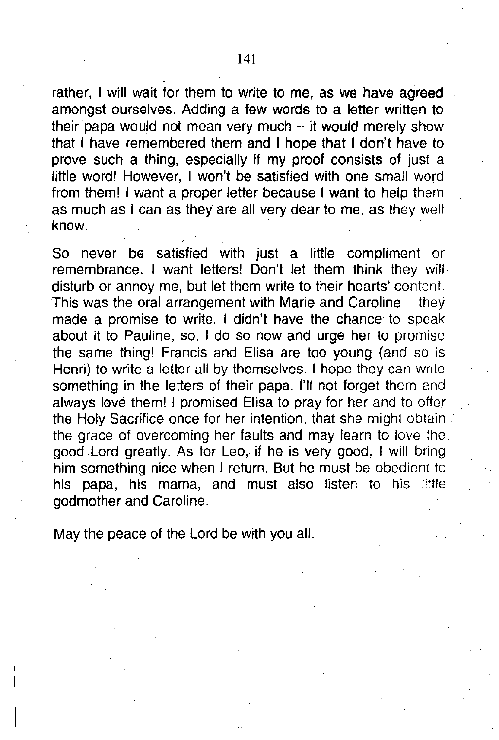rather, I will wait for them to write to me, as we have agreed amongst ourselves. Adding a few words to a letter written to their papa would not mean very much – it would merely show that I have remembered them and I hope that I don't have to prove such a thing, especially if my proof consists of just a little word! However, I won't be satisfied with one small word from them! I want a proper letter because I want to help them as much as I can as they are all very dear to me, as they well know.

So never be satisfied with just a little compliment or remembrance. I want letters! Don't let them think they will disturb or annoy me, but let them write to their hearts' content. This was the oral arrangement with Marie and Caroline – they made a promise to write. I didn't have the chance to speak about it to Pauline, so, I do so now and urge her to promise the same thing! Francis and Elisa are too young (and so is Henri) to write a letter all by themselves. I hope they can write something in the letters of their papa. I'll not forget them and always love them! I promised Elisa to pray for her and to offer the Holy Sacrifice once for her intention, that she might obtain the grace of overcoming her faults and may learn to love the good Lord greatly. As for Leo, if he is very good, I will bring him something nice when I return. But he must be obedient to his papa, his mama, and must also listen to his little godmother and Caroline.

May the peace of the Lord be with you all.